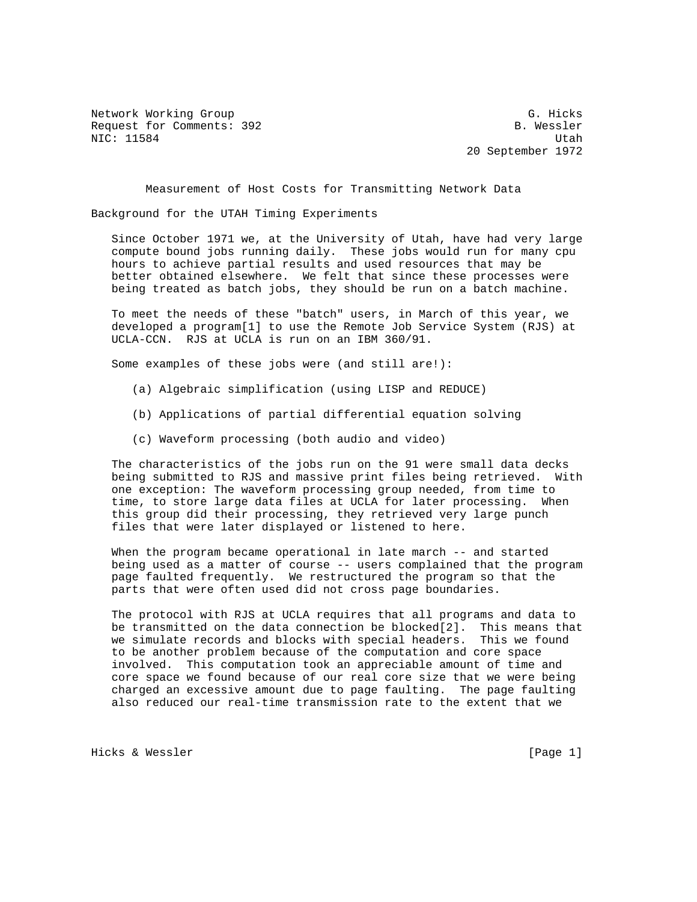Network Working Group                                           G. Hicks
Request for Comments: 392                                     B. Wessler
NIC: 11584                                                          Utah
                                                       20 September 1972

# Measurement of Host Costs for Transmitting Network Data

## Background for the UTAH Timing Experiments

Since October 1971 we, at the University of Utah, have had very large compute bound jobs running daily. These jobs would run for many cpu hours to achieve partial results and used resources that may be better obtained elsewhere. We felt that since these processes were being treated as batch jobs, they should be run on a batch machine.

To meet the needs of these "batch" users, in March of this year, we developed a program[1] to use the Remote Job Service System (RJS) at UCLA-CCN. RJS at UCLA is run on an IBM 360/91.

Some examples of these jobs were (and still are!):

(a) Algebraic simplification (using LISP and REDUCE)

(b) Applications of partial differential equation solving

(c) Waveform processing (both audio and video)

The characteristics of the jobs run on the 91 were small data decks being submitted to RJS and massive print files being retrieved. With one exception: The waveform processing group needed, from time to time, to store large data files at UCLA for later processing. When this group did their processing, they retrieved very large punch files that were later displayed or listened to here.

When the program became operational in late march -- and started being used as a matter of course -- users complained that the program page faulted frequently. We restructured the program so that the parts that were often used did not cross page boundaries.

The protocol with RJS at UCLA requires that all programs and data to be transmitted on the data connection be blocked[2]. This means that we simulate records and blocks with special headers. This we found to be another problem because of the computation and core space involved. This computation took an appreciable amount of time and core space we found because of our real core size that we were being charged an excessive amount due to page faulting. The page faulting also reduced our real-time transmission rate to the extent that we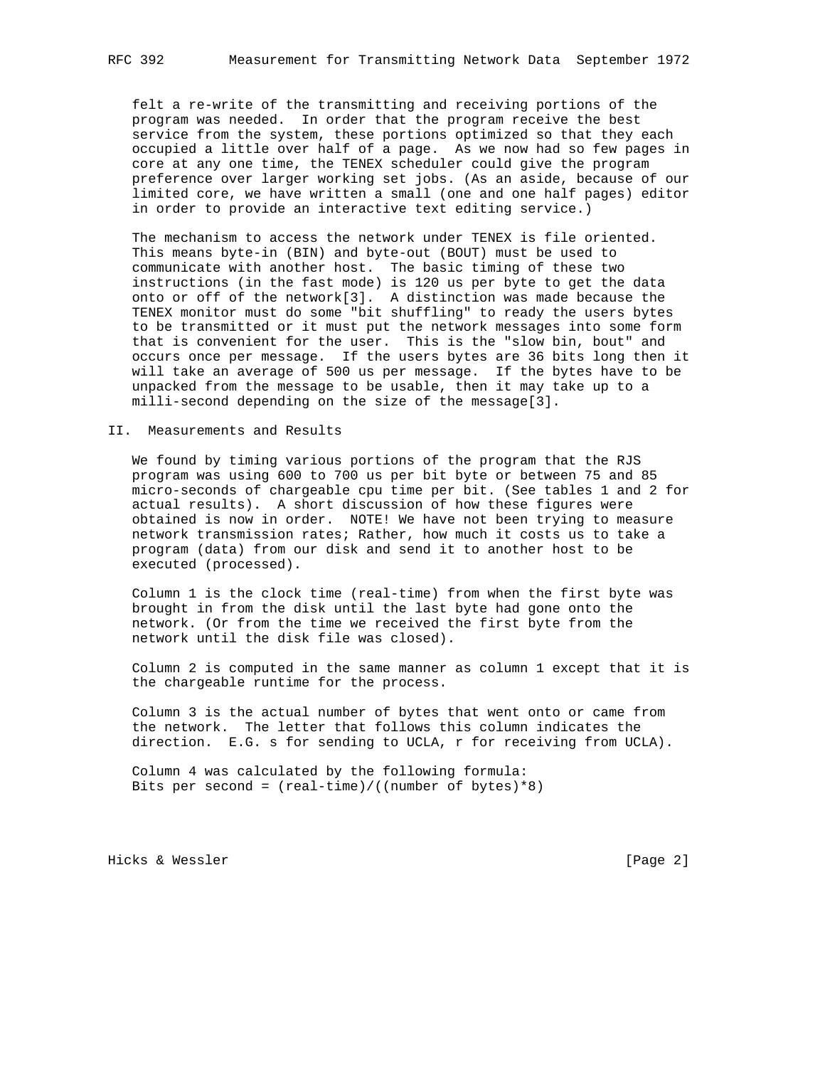felt a re-write of the transmitting and receiving portions of the program was needed. In order that the program receive the best service from the system, these portions optimized so that they each occupied a little over half of a page. As we now had so few pages in core at any one time, the TENEX scheduler could give the program preference over larger working set jobs. (As an aside, because of our limited core, we have written a small (one and one half pages) editor in order to provide an interactive text editing service.)

The mechanism to access the network under TENEX is file oriented. This means byte-in (BIN) and byte-out (BOUT) must be used to communicate with another host. The basic timing of these two instructions (in the fast mode) is 120 us per byte to get the data onto or off of the network[3]. A distinction was made because the TENEX monitor must do some "bit shuffling" to ready the users bytes to be transmitted or it must put the network messages into some form that is convenient for the user. This is the "slow bin, bout" and occurs once per message. If the users bytes are 36 bits long then it will take an average of 500 us per message. If the bytes have to be unpacked from the message to be usable, then it may take up to a milli-second depending on the size of the message[3].

## II. Measurements and Results

We found by timing various portions of the program that the RJS program was using 600 to 700 us per bit byte or between 75 and 85 micro-seconds of chargeable cpu time per bit. (See tables 1 and 2 for actual results). A short discussion of how these figures were obtained is now in order. NOTE! We have not been trying to measure network transmission rates; Rather, how much it costs us to take a program (data) from our disk and send it to another host to be executed (processed).

Column 1 is the clock time (real-time) from when the first byte was brought in from the disk until the last byte had gone onto the network. (Or from the time we received the first byte from the network until the disk file was closed).

Column 2 is computed in the same manner as column 1 except that it is the chargeable runtime for the process.

Column 3 is the actual number of bytes that went onto or came from the network. The letter that follows this column indicates the direction. E.G. s for sending to UCLA, r for receiving from UCLA).

Column 4 was calculated by the following formula:
Bits per second = (real-time)/((number of bytes)*8)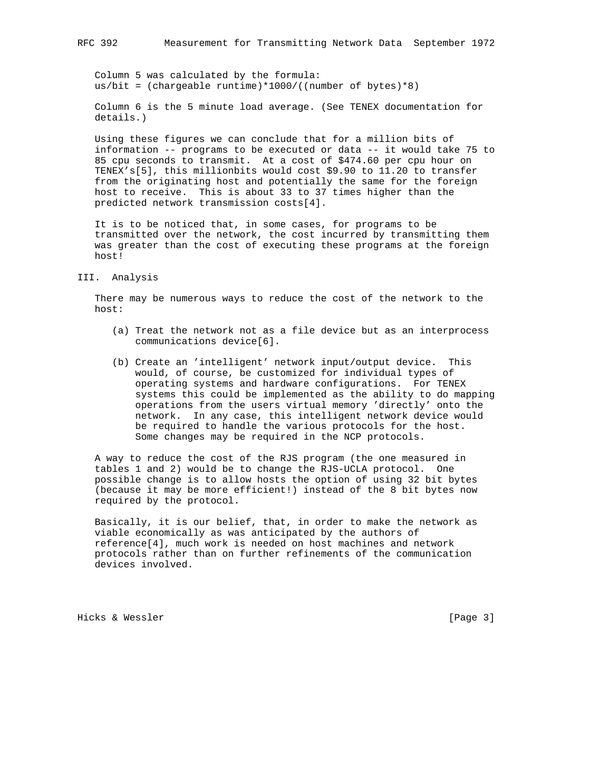Column 5 was calculated by the formula:
us/bit = (chargeable runtime)*1000/((number of bytes)*8)

Column 6 is the 5 minute load average. (See TENEX documentation for details.)

Using these figures we can conclude that for a million bits of information -- programs to be executed or data -- it would take 75 to 85 cpu seconds to transmit. At a cost of $474.60 per cpu hour on TENEX's[5], this millionbits would cost $9.90 to 11.20 to transfer from the originating host and potentially the same for the foreign host to receive. This is about 33 to 37 times higher than the predicted network transmission costs[4].

It is to be noticed that, in some cases, for programs to be transmitted over the network, the cost incurred by transmitting them was greater than the cost of executing these programs at the foreign host!

## III. Analysis

There may be numerous ways to reduce the cost of the network to the host:

(a) Treat the network not as a file device but as an interprocess communications device[6].

(b) Create an 'intelligent' network input/output device. This would, of course, be customized for individual types of operating systems and hardware configurations. For TENEX systems this could be implemented as the ability to do mapping operations from the users virtual memory 'directly' onto the network. In any case, this intelligent network device would be required to handle the various protocols for the host. Some changes may be required in the NCP protocols.

A way to reduce the cost of the RJS program (the one measured in tables 1 and 2) would be to change the RJS-UCLA protocol. One possible change is to allow hosts the option of using 32 bit bytes (because it may be more efficient!) instead of the 8 bit bytes now required by the protocol.

Basically, it is our belief, that, in order to make the network as viable economically as was anticipated by the authors of reference[4], much work is needed on host machines and network protocols rather than on further refinements of the communication devices involved.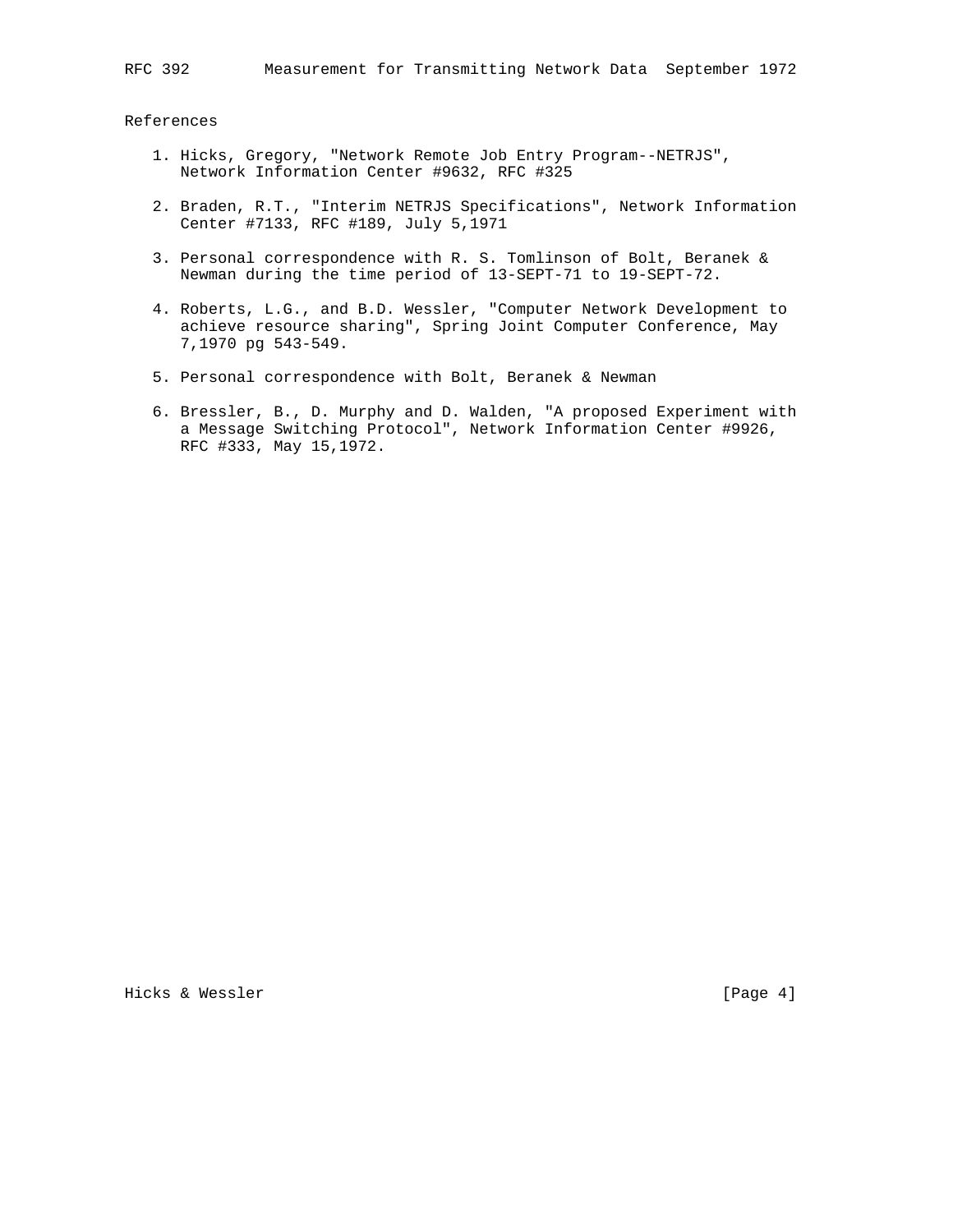## References

1. Hicks, Gregory, "Network Remote Job Entry Program--NETRJS", Network Information Center #9632, RFC #325

2. Braden, R.T., "Interim NETRJS Specifications", Network Information Center #7133, RFC #189, July 5,1971

3. Personal correspondence with R. S. Tomlinson of Bolt, Beranek & Newman during the time period of 13-SEPT-71 to 19-SEPT-72.

4. Roberts, L.G., and B.D. Wessler, "Computer Network Development to achieve resource sharing", Spring Joint Computer Conference, May 7,1970 pg 543-549.

5. Personal correspondence with Bolt, Beranek & Newman

6. Bressler, B., D. Murphy and D. Walden, "A proposed Experiment with a Message Switching Protocol", Network Information Center #9926, RFC #333, May 15,1972.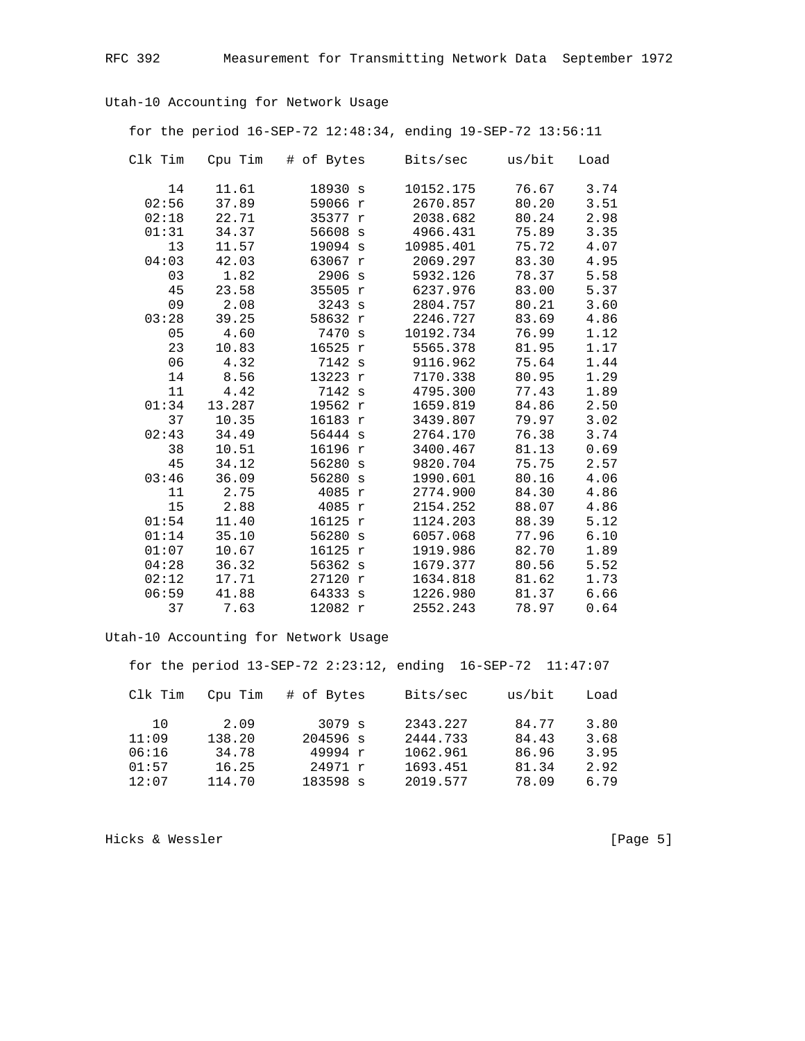Utah-10 Accounting for Network Usage

for the period 16-SEP-72 12:48:34, ending 19-SEP-72 13:56:11

| Clk Tim | Cpu Tim | # of Bytes | Bits/sec | us/bit | Load |
|---|---|---|---|---|---|
| 14 | 11.61 | 18930 s | 10152.175 | 76.67 | 3.74 |
| 02:56 | 37.89 | 59066 r | 2670.857 | 80.20 | 3.51 |
| 02:18 | 22.71 | 35377 r | 2038.682 | 80.24 | 2.98 |
| 01:31 | 34.37 | 56608 s | 4966.431 | 75.89 | 3.35 |
| 13 | 11.57 | 19094 s | 10985.401 | 75.72 | 4.07 |
| 04:03 | 42.03 | 63067 r | 2069.297 | 83.30 | 4.95 |
| 03 | 1.82 | 2906 s | 5932.126 | 78.37 | 5.58 |
| 45 | 23.58 | 35505 r | 6237.976 | 83.00 | 5.37 |
| 09 | 2.08 | 3243 s | 2804.757 | 80.21 | 3.60 |
| 03:28 | 39.25 | 58632 r | 2246.727 | 83.69 | 4.86 |
| 05 | 4.60 | 7470 s | 10192.734 | 76.99 | 1.12 |
| 23 | 10.83 | 16525 r | 5565.378 | 81.95 | 1.17 |
| 06 | 4.32 | 7142 s | 9116.962 | 75.64 | 1.44 |
| 14 | 8.56 | 13223 r | 7170.338 | 80.95 | 1.29 |
| 11 | 4.42 | 7142 s | 4795.300 | 77.43 | 1.89 |
| 01:34 | 13.287 | 19562 r | 1659.819 | 84.86 | 2.50 |
| 37 | 10.35 | 16183 r | 3439.807 | 79.97 | 3.02 |
| 02:43 | 34.49 | 56444 s | 2764.170 | 76.38 | 3.74 |
| 38 | 10.51 | 16196 r | 3400.467 | 81.13 | 0.69 |
| 45 | 34.12 | 56280 s | 9820.704 | 75.75 | 2.57 |
| 03:46 | 36.09 | 56280 s | 1990.601 | 80.16 | 4.06 |
| 11 | 2.75 | 4085 r | 2774.900 | 84.30 | 4.86 |
| 15 | 2.88 | 4085 r | 2154.252 | 88.07 | 4.86 |
| 01:54 | 11.40 | 16125 r | 1124.203 | 88.39 | 5.12 |
| 01:14 | 35.10 | 56280 s | 6057.068 | 77.96 | 6.10 |
| 01:07 | 10.67 | 16125 r | 1919.986 | 82.70 | 1.89 |
| 04:28 | 36.32 | 56362 s | 1679.377 | 80.56 | 5.52 |
| 02:12 | 17.71 | 27120 r | 1634.818 | 81.62 | 1.73 |
| 06:59 | 41.88 | 64333 s | 1226.980 | 81.37 | 6.66 |
| 37 | 7.63 | 12082 r | 2552.243 | 78.97 | 0.64 |

Utah-10 Accounting for Network Usage

for the period 13-SEP-72 2:23:12, ending 16-SEP-72 11:47:07

| Clk Tim | Cpu Tim | # of Bytes | Bits/sec | us/bit | Load |
|---|---|---|---|---|---|
| 10 | 2.09 | 3079 s | 2343.227 | 84.77 | 3.80 |
| 11:09 | 138.20 | 204596 s | 2444.733 | 84.43 | 3.68 |
| 06:16 | 34.78 | 49994 r | 1062.961 | 86.96 | 3.95 |
| 01:57 | 16.25 | 24971 r | 1693.451 | 81.34 | 2.92 |
| 12:07 | 114.70 | 183598 s | 2019.577 | 78.09 | 6.79 |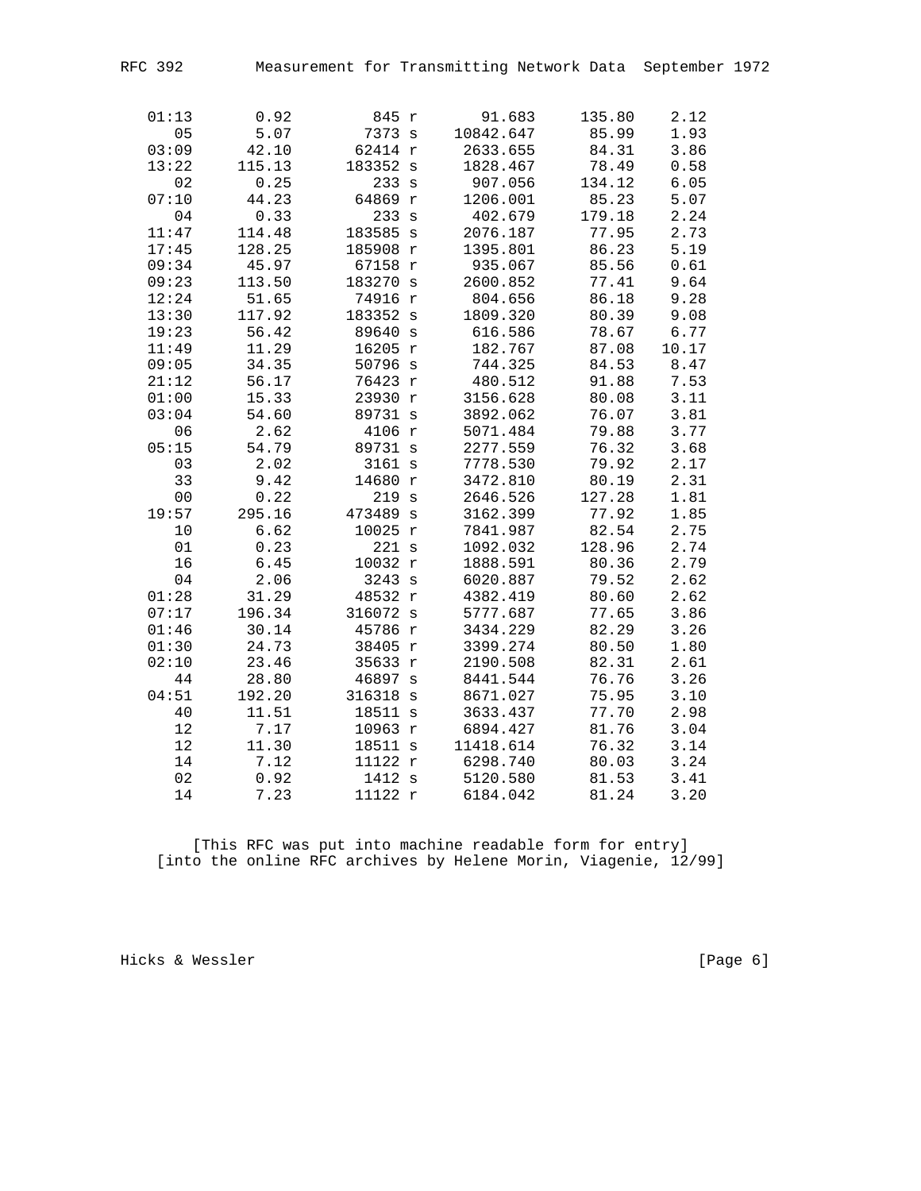| | | | | | | |
|---|---|---|---|---|---|---|
| 01:13 | 0.92 | 845 | r | 91.683 | 135.80 | 2.12 |
| 05 | 5.07 | 7373 | s | 10842.647 | 85.99 | 1.93 |
| 03:09 | 42.10 | 62414 | r | 2633.655 | 84.31 | 3.86 |
| 13:22 | 115.13 | 183352 | s | 1828.467 | 78.49 | 0.58 |
| 02 | 0.25 | 233 | s | 907.056 | 134.12 | 6.05 |
| 07:10 | 44.23 | 64869 | r | 1206.001 | 85.23 | 5.07 |
| 04 | 0.33 | 233 | s | 402.679 | 179.18 | 2.24 |
| 11:47 | 114.48 | 183585 | s | 2076.187 | 77.95 | 2.73 |
| 17:45 | 128.25 | 185908 | r | 1395.801 | 86.23 | 5.19 |
| 09:34 | 45.97 | 67158 | r | 935.067 | 85.56 | 0.61 |
| 09:23 | 113.50 | 183270 | s | 2600.852 | 77.41 | 9.64 |
| 12:24 | 51.65 | 74916 | r | 804.656 | 86.18 | 9.28 |
| 13:30 | 117.92 | 183352 | s | 1809.320 | 80.39 | 9.08 |
| 19:23 | 56.42 | 89640 | s | 616.586 | 78.67 | 6.77 |
| 11:49 | 11.29 | 16205 | r | 182.767 | 87.08 | 10.17 |
| 09:05 | 34.35 | 50796 | s | 744.325 | 84.53 | 8.47 |
| 21:12 | 56.17 | 76423 | r | 480.512 | 91.88 | 7.53 |
| 01:00 | 15.33 | 23930 | r | 3156.628 | 80.08 | 3.11 |
| 03:04 | 54.60 | 89731 | s | 3892.062 | 76.07 | 3.81 |
| 06 | 2.62 | 4106 | r | 5071.484 | 79.88 | 3.77 |
| 05:15 | 54.79 | 89731 | s | 2277.559 | 76.32 | 3.68 |
| 03 | 2.02 | 3161 | s | 7778.530 | 79.92 | 2.17 |
| 33 | 9.42 | 14680 | r | 3472.810 | 80.19 | 2.31 |
| 00 | 0.22 | 219 | s | 2646.526 | 127.28 | 1.81 |
| 19:57 | 295.16 | 473489 | s | 3162.399 | 77.92 | 1.85 |
| 10 | 6.62 | 10025 | r | 7841.987 | 82.54 | 2.75 |
| 01 | 0.23 | 221 | s | 1092.032 | 128.96 | 2.74 |
| 16 | 6.45 | 10032 | r | 1888.591 | 80.36 | 2.79 |
| 04 | 2.06 | 3243 | s | 6020.887 | 79.52 | 2.62 |
| 01:28 | 31.29 | 48532 | r | 4382.419 | 80.60 | 2.62 |
| 07:17 | 196.34 | 316072 | s | 5777.687 | 77.65 | 3.86 |
| 01:46 | 30.14 | 45786 | r | 3434.229 | 82.29 | 3.26 |
| 01:30 | 24.73 | 38405 | r | 3399.274 | 80.50 | 1.80 |
| 02:10 | 23.46 | 35633 | r | 2190.508 | 82.31 | 2.61 |
| 44 | 28.80 | 46897 | s | 8441.544 | 76.76 | 3.26 |
| 04:51 | 192.20 | 316318 | s | 8671.027 | 75.95 | 3.10 |
| 40 | 11.51 | 18511 | s | 3633.437 | 77.70 | 2.98 |
| 12 | 7.17 | 10963 | r | 6894.427 | 81.76 | 3.04 |
| 12 | 11.30 | 18511 | s | 11418.614 | 76.32 | 3.14 |
| 14 | 7.12 | 11122 | r | 6298.740 | 80.03 | 3.24 |
| 02 | 0.92 | 1412 | s | 5120.580 | 81.53 | 3.41 |
| 14 | 7.23 | 11122 | r | 6184.042 | 81.24 | 3.20 |

[This RFC was put into machine readable form for entry]
[into the online RFC archives by Helene Morin, Viagenie, 12/99]